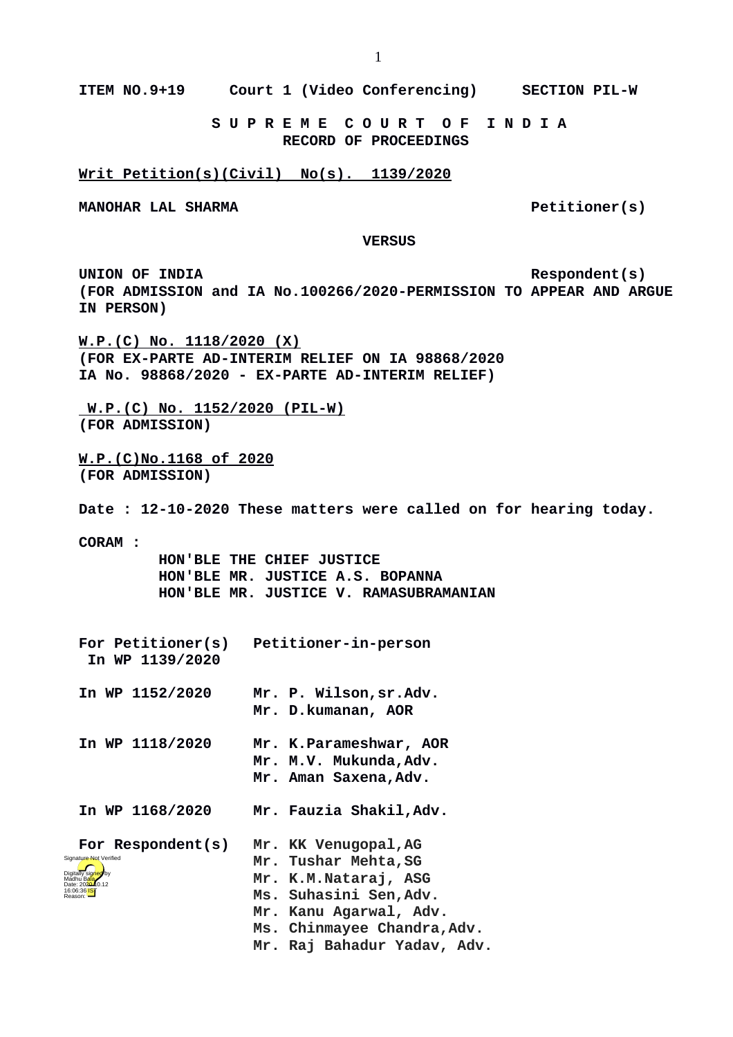**ITEM NO.9+19 Court 1 (Video Conferencing) SECTION PIL-W**

**S U P R E M E C O U R T O F I N D I A**
**RECORD OF PROCEEDINGS**

**Writ Petition(s)(Civil) No(s). 1139/2020**

**MANOHAR LAL SHARMA Petitioner(s)**

**VERSUS**

**UNION OF INDIA Respondent(s)**
**(FOR ADMISSION and IA No.100266/2020-PERMISSION TO APPEAR AND ARGUE IN PERSON)**

**W.P.(C) No. 1118/2020 (X)**
**(FOR EX-PARTE AD-INTERIM RELIEF ON IA 98868/2020**
**IA No. 98868/2020 - EX-PARTE AD-INTERIM RELIEF)**

**W.P.(C) No. 1152/2020 (PIL-W)**
**(FOR ADMISSION)**

**W.P.(C)No.1168 of 2020**
**(FOR ADMISSION)**

**Date : 12-10-2020 These matters were called on for hearing today.**

**CORAM :**
**HON'BLE THE CHIEF JUSTICE**
**HON'BLE MR. JUSTICE A.S. BOPANNA**
**HON'BLE MR. JUSTICE V. RAMASUBRAMANIAN**

**For Petitioner(s) In WP 1139/2020** **Petitioner-in-person**

**In WP 1152/2020** **Mr. P. Wilson,sr.Adv.**
**Mr. D.kumanan, AOR**

**In WP 1118/2020** **Mr. K.Parameshwar, AOR**
**Mr. M.V. Mukunda,Adv.**
**Mr. Aman Saxena,Adv.**

**In WP 1168/2020** **Mr. Fauzia Shakil,Adv.**

**For Respondent(s)** **Mr. KK Venugopal,AG**
**Mr. Tushar Mehta,SG**
**Mr. K.M.Nataraj, ASG**
**Ms. Suhasini Sen,Adv.**
**Mr. Kanu Agarwal, Adv.**
**Ms. Chinmayee Chandra,Adv.**
**Mr. Raj Bahadur Yadav, Adv.**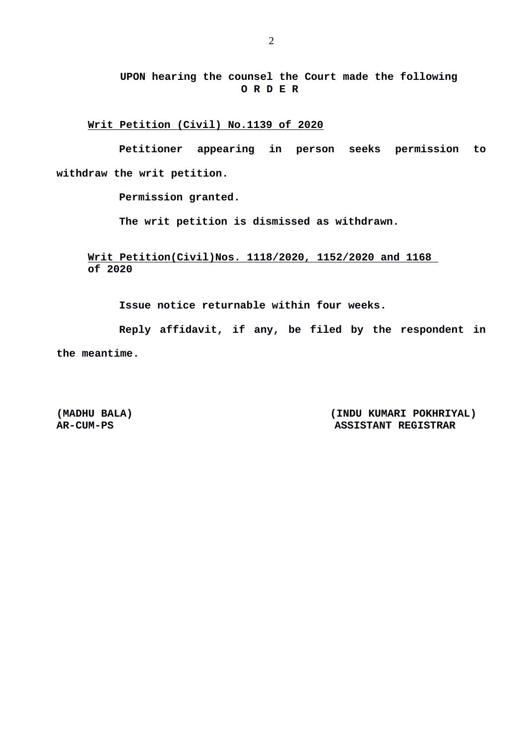**UPON hearing the counsel the Court made the following**

**O R D E R**

**<u>Writ Petition (Civil) No.1139 of 2020</u>**

**Petitioner appearing in person seeks permission to withdraw the writ petition.**

**Permission granted.**

**The writ petition is dismissed as withdrawn.**

**<u>Writ Petition(Civil)Nos. 1118/2020, 1152/2020 and 1168 of 2020</u>**

**Issue notice returnable within four weeks.**

**Reply affidavit, if any, be filed by the respondent in the meantime.**

| | |
|---|---|
| **(MADHU BALA)** | **(INDU KUMARI POKHRIYAL)** |
| **AR-CUM-PS** | **ASSISTANT REGISTRAR** |